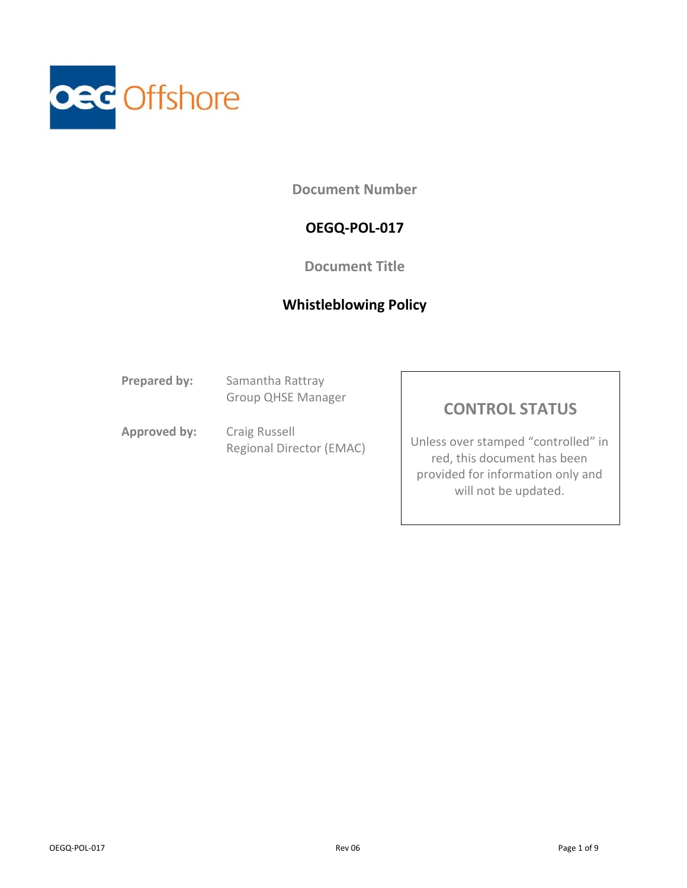OEG Offshore

**Document Number**

**OEGQ-POL-017**

**Document Title**

**Whistleblowing Policy**

**Prepared by:** Samantha Rattray
Group QHSE Manager

**Approved by:** Craig Russell
Regional Director (EMAC)

**CONTROL STATUS**

Unless over stamped "controlled" in red, this document has been provided for information only and will not be updated.

OEGQ-POL-017 Rev 06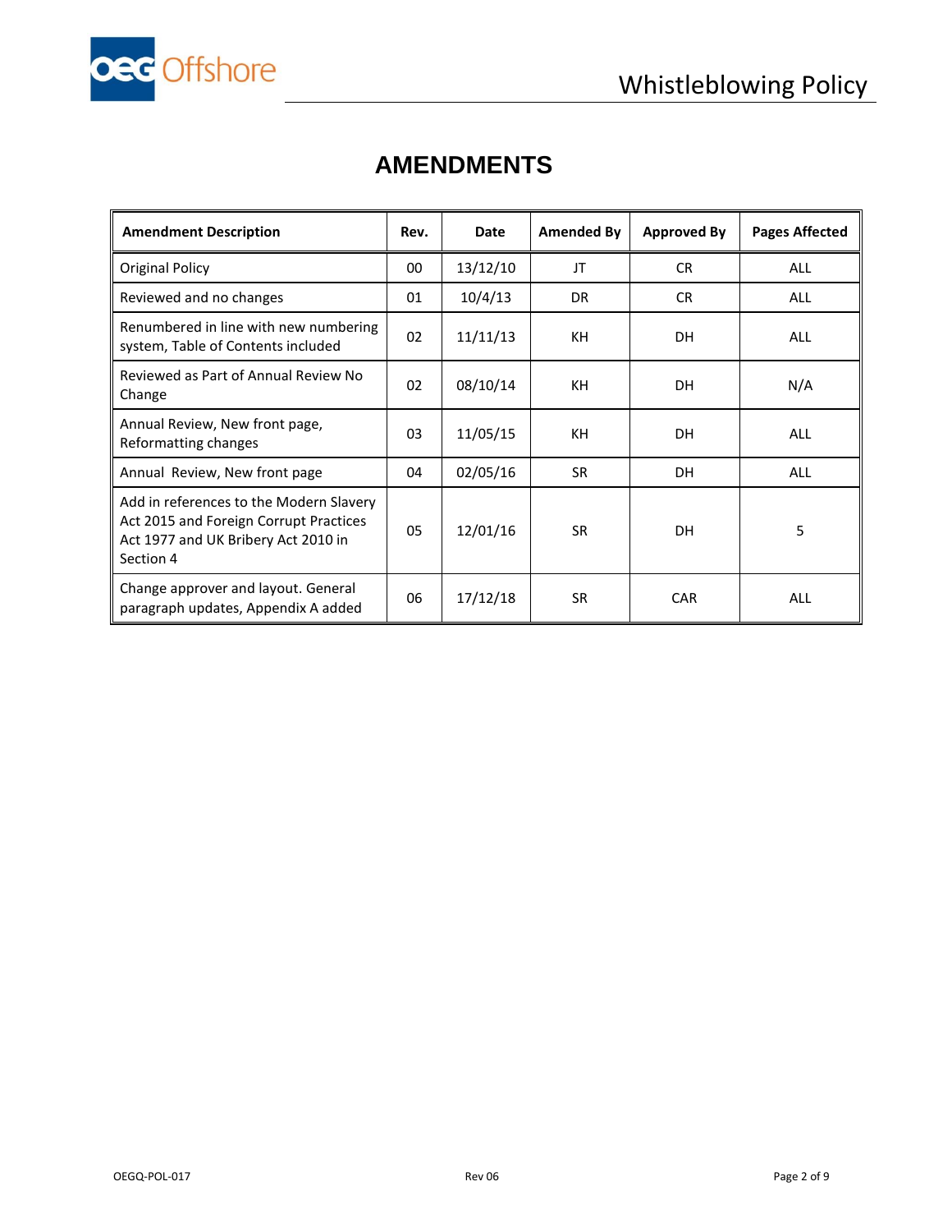# AMENDMENTS

| Amendment Description | Rev. | Date | Amended By | Approved By | Pages Affected |
|---|---|---|---|---|---|
| Original Policy | 00 | 13/12/10 | JT | CR | ALL |
| Reviewed and no changes | 01 | 10/4/13 | DR | CR | ALL |
| Renumbered in line with new numbering system, Table of Contents included | 02 | 11/11/13 | KH | DH | ALL |
| Reviewed as Part of Annual Review No Change | 02 | 08/10/14 | KH | DH | N/A |
| Annual Review, New front page, Reformatting changes | 03 | 11/05/15 | KH | DH | ALL |
| Annual Review, New front page | 04 | 02/05/16 | SR | DH | ALL |
| Add in references to the Modern Slavery Act 2015 and Foreign Corrupt Practices Act 1977 and UK Bribery Act 2010 in Section 4 | 05 | 12/01/16 | SR | DH | 5 |
| Change approver and layout. General paragraph updates, Appendix A added | 06 | 17/12/18 | SR | CAR | ALL |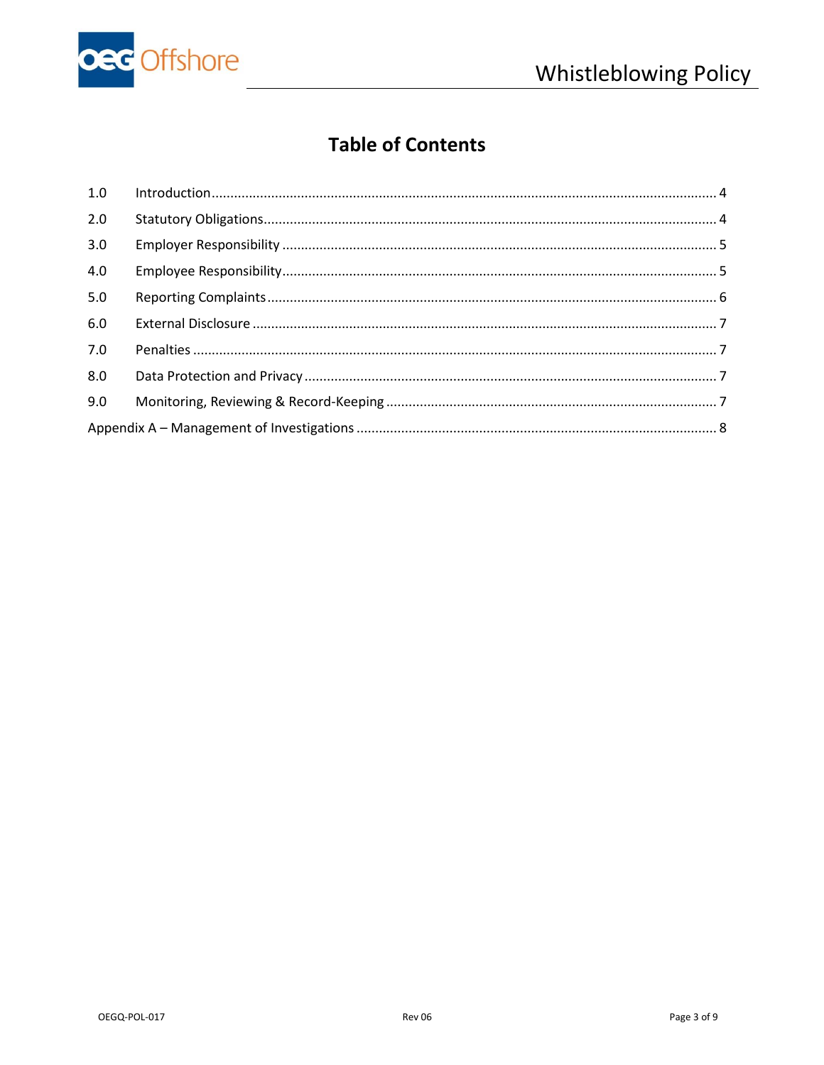# Table of Contents

| | | |
|---|---|---|
| 1.0 | Introduction | 4 |
| 2.0 | Statutory Obligations | 4 |
| 3.0 | Employer Responsibility | 5 |
| 4.0 | Employee Responsibility | 5 |
| 5.0 | Reporting Complaints | 6 |
| 6.0 | External Disclosure | 7 |
| 7.0 | Penalties | 7 |
| 8.0 | Data Protection and Privacy | 7 |
| 9.0 | Monitoring, Reviewing & Record-Keeping | 7 |
| Appendix A – Management of Investigations | | 8 |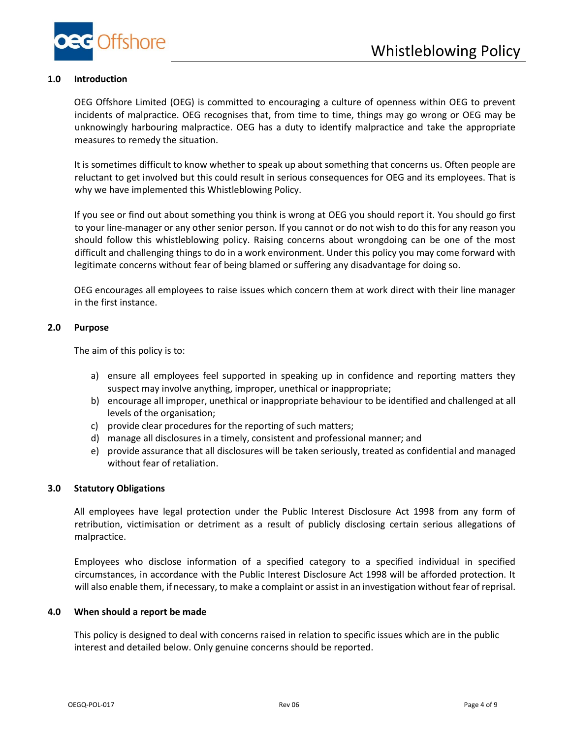## 1.0 Introduction

OEG Offshore Limited (OEG) is committed to encouraging a culture of openness within OEG to prevent incidents of malpractice. OEG recognises that, from time to time, things may go wrong or OEG may be unknowingly harbouring malpractice. OEG has a duty to identify malpractice and take the appropriate measures to remedy the situation.

It is sometimes difficult to know whether to speak up about something that concerns us. Often people are reluctant to get involved but this could result in serious consequences for OEG and its employees. That is why we have implemented this Whistleblowing Policy.

If you see or find out about something you think is wrong at OEG you should report it. You should go first to your line-manager or any other senior person. If you cannot or do not wish to do this for any reason you should follow this whistleblowing policy. Raising concerns about wrongdoing can be one of the most difficult and challenging things to do in a work environment. Under this policy you may come forward with legitimate concerns without fear of being blamed or suffering any disadvantage for doing so.

OEG encourages all employees to raise issues which concern them at work direct with their line manager in the first instance.

## 2.0 Purpose

The aim of this policy is to:

a) ensure all employees feel supported in speaking up in confidence and reporting matters they suspect may involve anything, improper, unethical or inappropriate;
b) encourage all improper, unethical or inappropriate behaviour to be identified and challenged at all levels of the organisation;
c) provide clear procedures for the reporting of such matters;
d) manage all disclosures in a timely, consistent and professional manner; and
e) provide assurance that all disclosures will be taken seriously, treated as confidential and managed without fear of retaliation.

## 3.0 Statutory Obligations

All employees have legal protection under the Public Interest Disclosure Act 1998 from any form of retribution, victimisation or detriment as a result of publicly disclosing certain serious allegations of malpractice.

Employees who disclose information of a specified category to a specified individual in specified circumstances, in accordance with the Public Interest Disclosure Act 1998 will be afforded protection. It will also enable them, if necessary, to make a complaint or assist in an investigation without fear of reprisal.

## 4.0 When should a report be made

This policy is designed to deal with concerns raised in relation to specific issues which are in the public interest and detailed below. Only genuine concerns should be reported.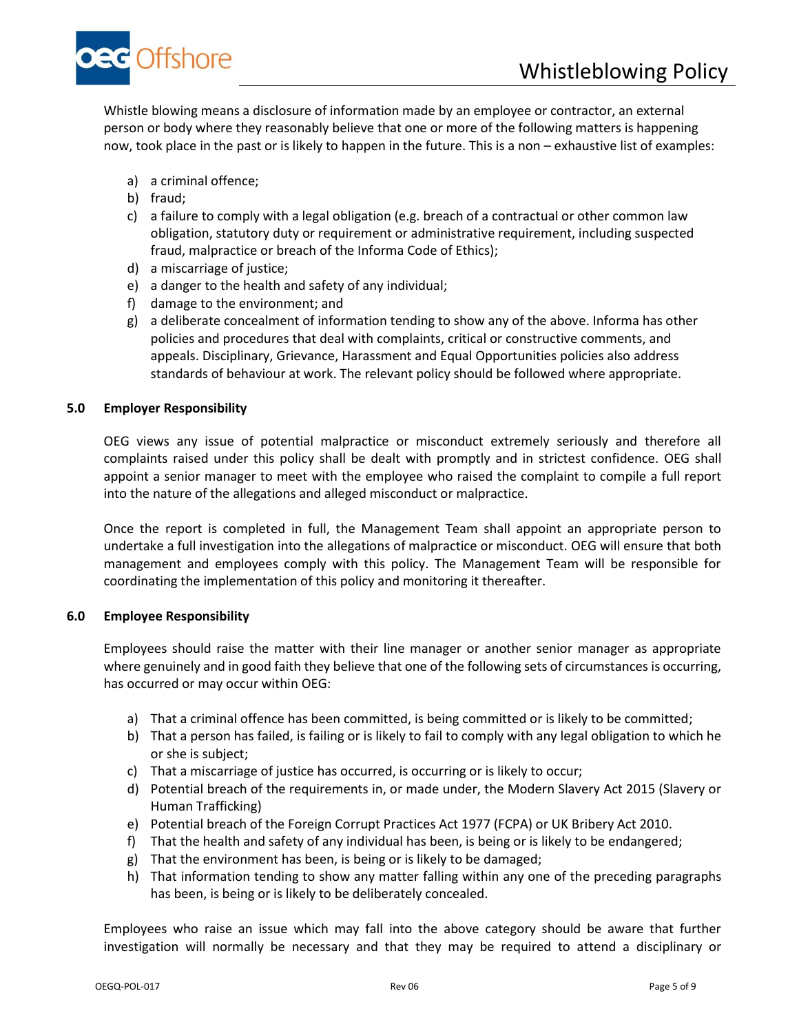Whistle blowing means a disclosure of information made by an employee or contractor, an external person or body where they reasonably believe that one or more of the following matters is happening now, took place in the past or is likely to happen in the future. This is a non – exhaustive list of examples:

a) a criminal offence;
b) fraud;
c) a failure to comply with a legal obligation (e.g. breach of a contractual or other common law obligation, statutory duty or requirement or administrative requirement, including suspected fraud, malpractice or breach of the Informa Code of Ethics);
d) a miscarriage of justice;
e) a danger to the health and safety of any individual;
f) damage to the environment; and
g) a deliberate concealment of information tending to show any of the above. Informa has other policies and procedures that deal with complaints, critical or constructive comments, and appeals. Disciplinary, Grievance, Harassment and Equal Opportunities policies also address standards of behaviour at work. The relevant policy should be followed where appropriate.

## 5.0 Employer Responsibility

OEG views any issue of potential malpractice or misconduct extremely seriously and therefore all complaints raised under this policy shall be dealt with promptly and in strictest confidence. OEG shall appoint a senior manager to meet with the employee who raised the complaint to compile a full report into the nature of the allegations and alleged misconduct or malpractice.

Once the report is completed in full, the Management Team shall appoint an appropriate person to undertake a full investigation into the allegations of malpractice or misconduct. OEG will ensure that both management and employees comply with this policy. The Management Team will be responsible for coordinating the implementation of this policy and monitoring it thereafter.

## 6.0 Employee Responsibility

Employees should raise the matter with their line manager or another senior manager as appropriate where genuinely and in good faith they believe that one of the following sets of circumstances is occurring, has occurred or may occur within OEG:

a) That a criminal offence has been committed, is being committed or is likely to be committed;
b) That a person has failed, is failing or is likely to fail to comply with any legal obligation to which he or she is subject;
c) That a miscarriage of justice has occurred, is occurring or is likely to occur;
d) Potential breach of the requirements in, or made under, the Modern Slavery Act 2015 (Slavery or Human Trafficking)
e) Potential breach of the Foreign Corrupt Practices Act 1977 (FCPA) or UK Bribery Act 2010.
f) That the health and safety of any individual has been, is being or is likely to be endangered;
g) That the environment has been, is being or is likely to be damaged;
h) That information tending to show any matter falling within any one of the preceding paragraphs has been, is being or is likely to be deliberately concealed.

Employees who raise an issue which may fall into the above category should be aware that further investigation will normally be necessary and that they may be required to attend a disciplinary or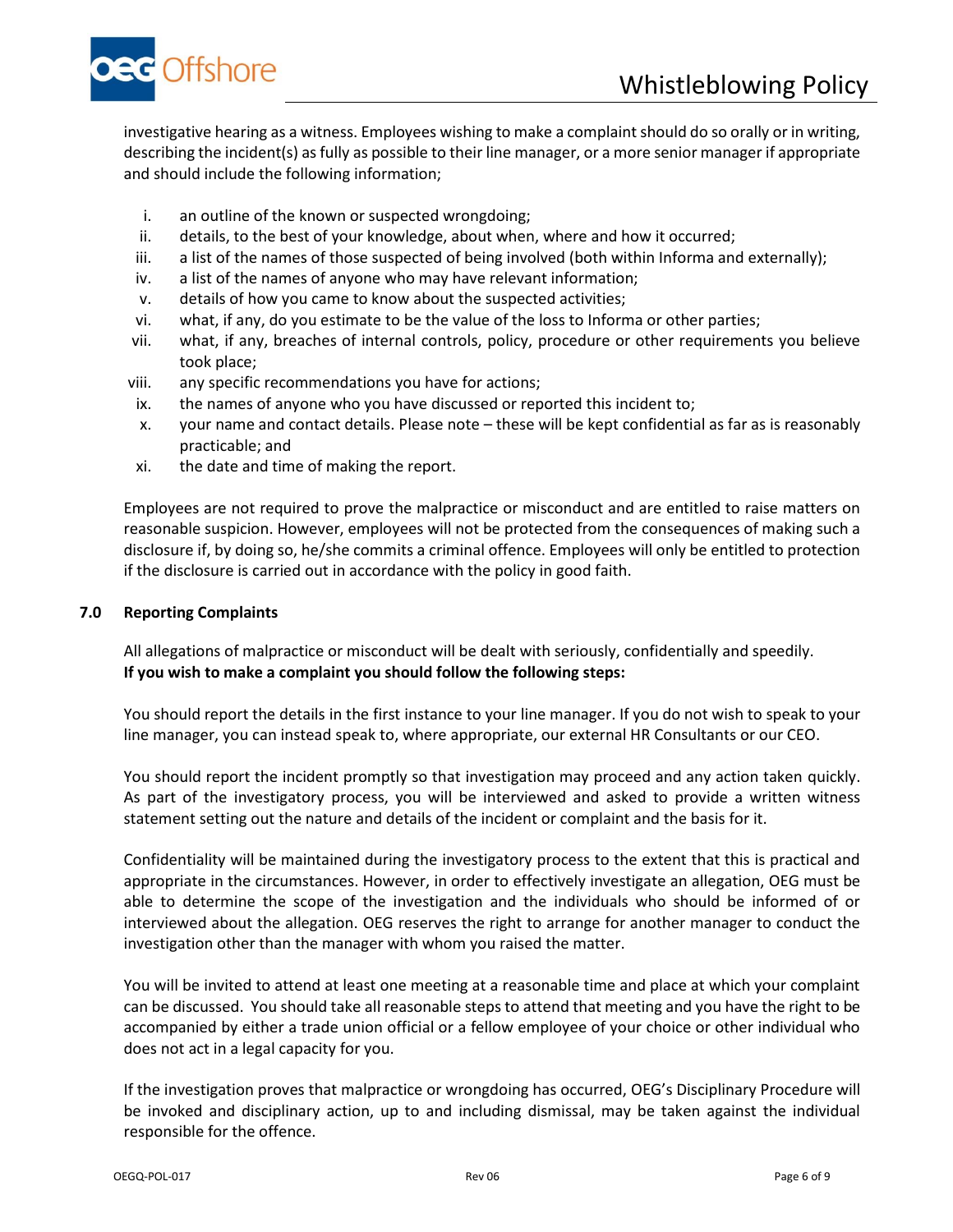investigative hearing as a witness. Employees wishing to make a complaint should do so orally or in writing, describing the incident(s) as fully as possible to their line manager, or a more senior manager if appropriate and should include the following information;

i. an outline of the known or suspected wrongdoing;
ii. details, to the best of your knowledge, about when, where and how it occurred;
iii. a list of the names of those suspected of being involved (both within Informa and externally);
iv. a list of the names of anyone who may have relevant information;
v. details of how you came to know about the suspected activities;
vi. what, if any, do you estimate to be the value of the loss to Informa or other parties;
vii. what, if any, breaches of internal controls, policy, procedure or other requirements you believe took place;
viii. any specific recommendations you have for actions;
ix. the names of anyone who you have discussed or reported this incident to;
x. your name and contact details. Please note – these will be kept confidential as far as is reasonably practicable; and
xi. the date and time of making the report.

Employees are not required to prove the malpractice or misconduct and are entitled to raise matters on reasonable suspicion. However, employees will not be protected from the consequences of making such a disclosure if, by doing so, he/she commits a criminal offence. Employees will only be entitled to protection if the disclosure is carried out in accordance with the policy in good faith.

## 7.0 Reporting Complaints

All allegations of malpractice or misconduct will be dealt with seriously, confidentially and speedily.
**If you wish to make a complaint you should follow the following steps:**

You should report the details in the first instance to your line manager. If you do not wish to speak to your line manager, you can instead speak to, where appropriate, our external HR Consultants or our CEO.

You should report the incident promptly so that investigation may proceed and any action taken quickly. As part of the investigatory process, you will be interviewed and asked to provide a written witness statement setting out the nature and details of the incident or complaint and the basis for it.

Confidentiality will be maintained during the investigatory process to the extent that this is practical and appropriate in the circumstances. However, in order to effectively investigate an allegation, OEG must be able to determine the scope of the investigation and the individuals who should be informed of or interviewed about the allegation. OEG reserves the right to arrange for another manager to conduct the investigation other than the manager with whom you raised the matter.

You will be invited to attend at least one meeting at a reasonable time and place at which your complaint can be discussed. You should take all reasonable steps to attend that meeting and you have the right to be accompanied by either a trade union official or a fellow employee of your choice or other individual who does not act in a legal capacity for you.

If the investigation proves that malpractice or wrongdoing has occurred, OEG's Disciplinary Procedure will be invoked and disciplinary action, up to and including dismissal, may be taken against the individual responsible for the offence.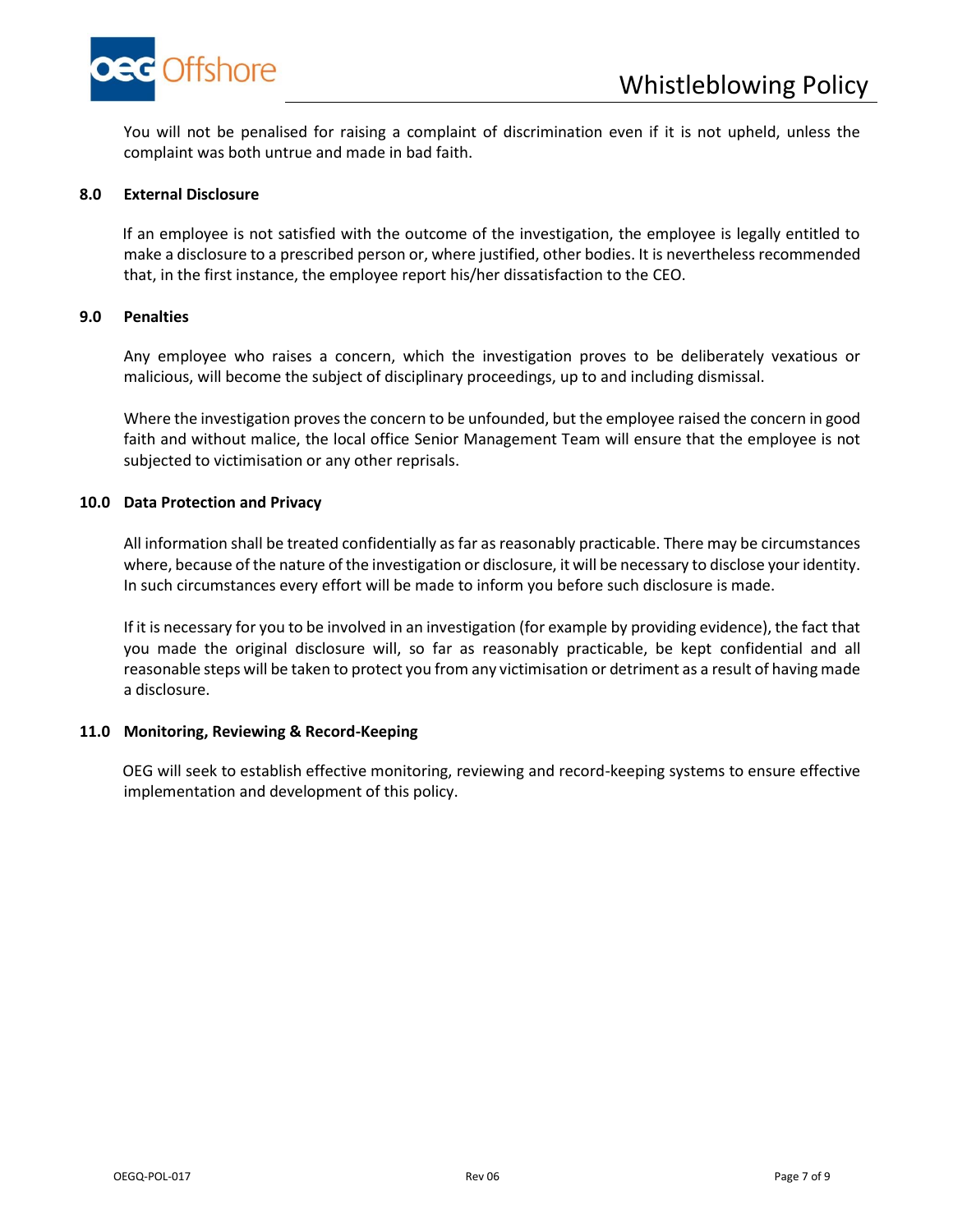You will not be penalised for raising a complaint of discrimination even if it is not upheld, unless the complaint was both untrue and made in bad faith.

## 8.0 External Disclosure

If an employee is not satisfied with the outcome of the investigation, the employee is legally entitled to make a disclosure to a prescribed person or, where justified, other bodies. It is nevertheless recommended that, in the first instance, the employee report his/her dissatisfaction to the CEO.

## 9.0 Penalties

Any employee who raises a concern, which the investigation proves to be deliberately vexatious or malicious, will become the subject of disciplinary proceedings, up to and including dismissal.

Where the investigation proves the concern to be unfounded, but the employee raised the concern in good faith and without malice, the local office Senior Management Team will ensure that the employee is not subjected to victimisation or any other reprisals.

## 10.0 Data Protection and Privacy

All information shall be treated confidentially as far as reasonably practicable. There may be circumstances where, because of the nature of the investigation or disclosure, it will be necessary to disclose your identity. In such circumstances every effort will be made to inform you before such disclosure is made.

If it is necessary for you to be involved in an investigation (for example by providing evidence), the fact that you made the original disclosure will, so far as reasonably practicable, be kept confidential and all reasonable steps will be taken to protect you from any victimisation or detriment as a result of having made a disclosure.

## 11.0 Monitoring, Reviewing & Record-Keeping

OEG will seek to establish effective monitoring, reviewing and record-keeping systems to ensure effective implementation and development of this policy.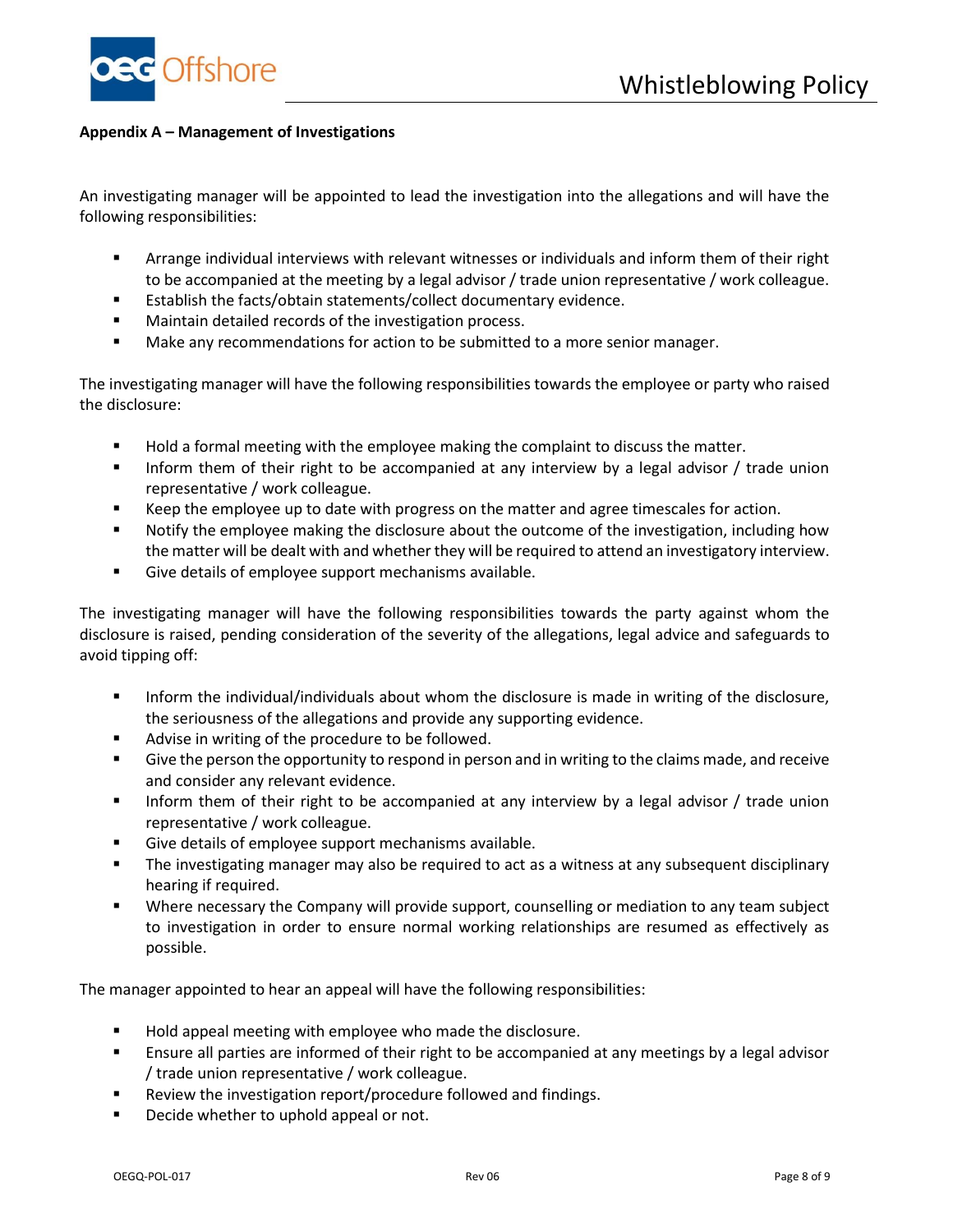**Appendix A – Management of Investigations**

An investigating manager will be appointed to lead the investigation into the allegations and will have the following responsibilities:

- Arrange individual interviews with relevant witnesses or individuals and inform them of their right to be accompanied at the meeting by a legal advisor / trade union representative / work colleague.
- Establish the facts/obtain statements/collect documentary evidence.
- Maintain detailed records of the investigation process.
- Make any recommendations for action to be submitted to a more senior manager.

The investigating manager will have the following responsibilities towards the employee or party who raised the disclosure:

- Hold a formal meeting with the employee making the complaint to discuss the matter.
- Inform them of their right to be accompanied at any interview by a legal advisor / trade union representative / work colleague.
- Keep the employee up to date with progress on the matter and agree timescales for action.
- Notify the employee making the disclosure about the outcome of the investigation, including how the matter will be dealt with and whether they will be required to attend an investigatory interview.
- Give details of employee support mechanisms available.

The investigating manager will have the following responsibilities towards the party against whom the disclosure is raised, pending consideration of the severity of the allegations, legal advice and safeguards to avoid tipping off:

- Inform the individual/individuals about whom the disclosure is made in writing of the disclosure, the seriousness of the allegations and provide any supporting evidence.
- Advise in writing of the procedure to be followed.
- Give the person the opportunity to respond in person and in writing to the claims made, and receive and consider any relevant evidence.
- Inform them of their right to be accompanied at any interview by a legal advisor / trade union representative / work colleague.
- Give details of employee support mechanisms available.
- The investigating manager may also be required to act as a witness at any subsequent disciplinary hearing if required.
- Where necessary the Company will provide support, counselling or mediation to any team subject to investigation in order to ensure normal working relationships are resumed as effectively as possible.

The manager appointed to hear an appeal will have the following responsibilities:

- Hold appeal meeting with employee who made the disclosure.
- Ensure all parties are informed of their right to be accompanied at any meetings by a legal advisor / trade union representative / work colleague.
- Review the investigation report/procedure followed and findings.
- Decide whether to uphold appeal or not.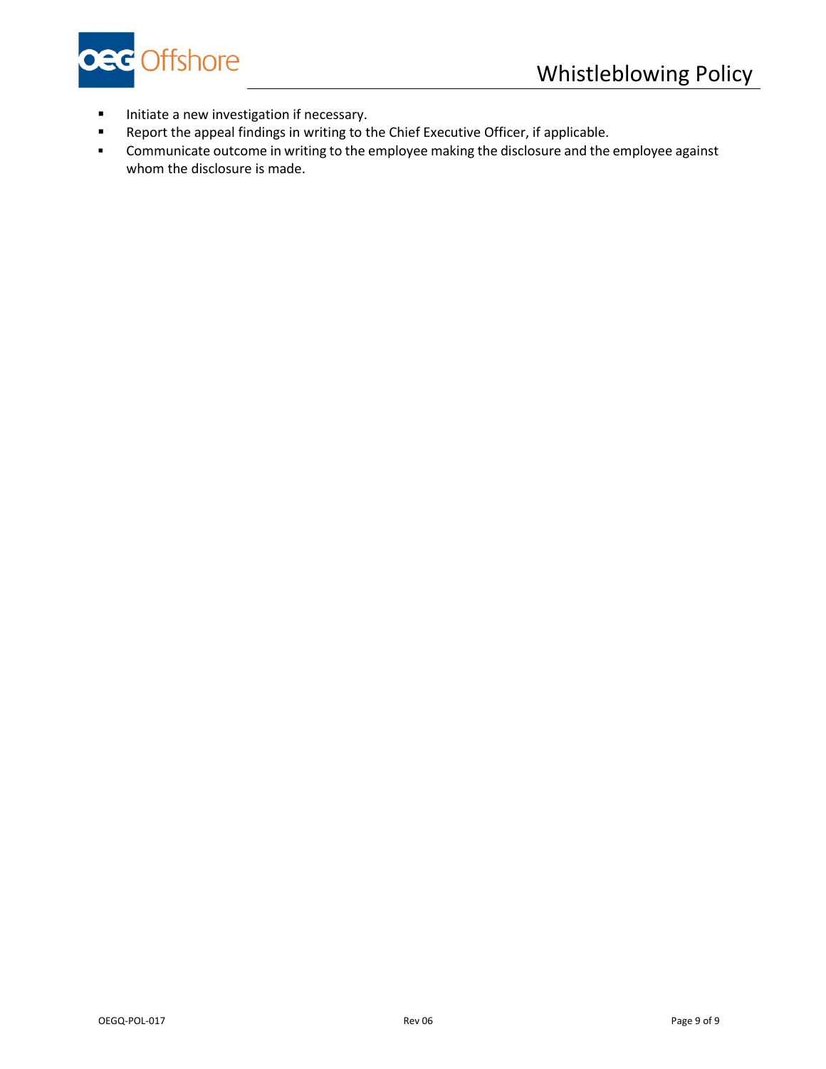- Initiate a new investigation if necessary.
- Report the appeal findings in writing to the Chief Executive Officer, if applicable.
- Communicate outcome in writing to the employee making the disclosure and the employee against whom the disclosure is made.